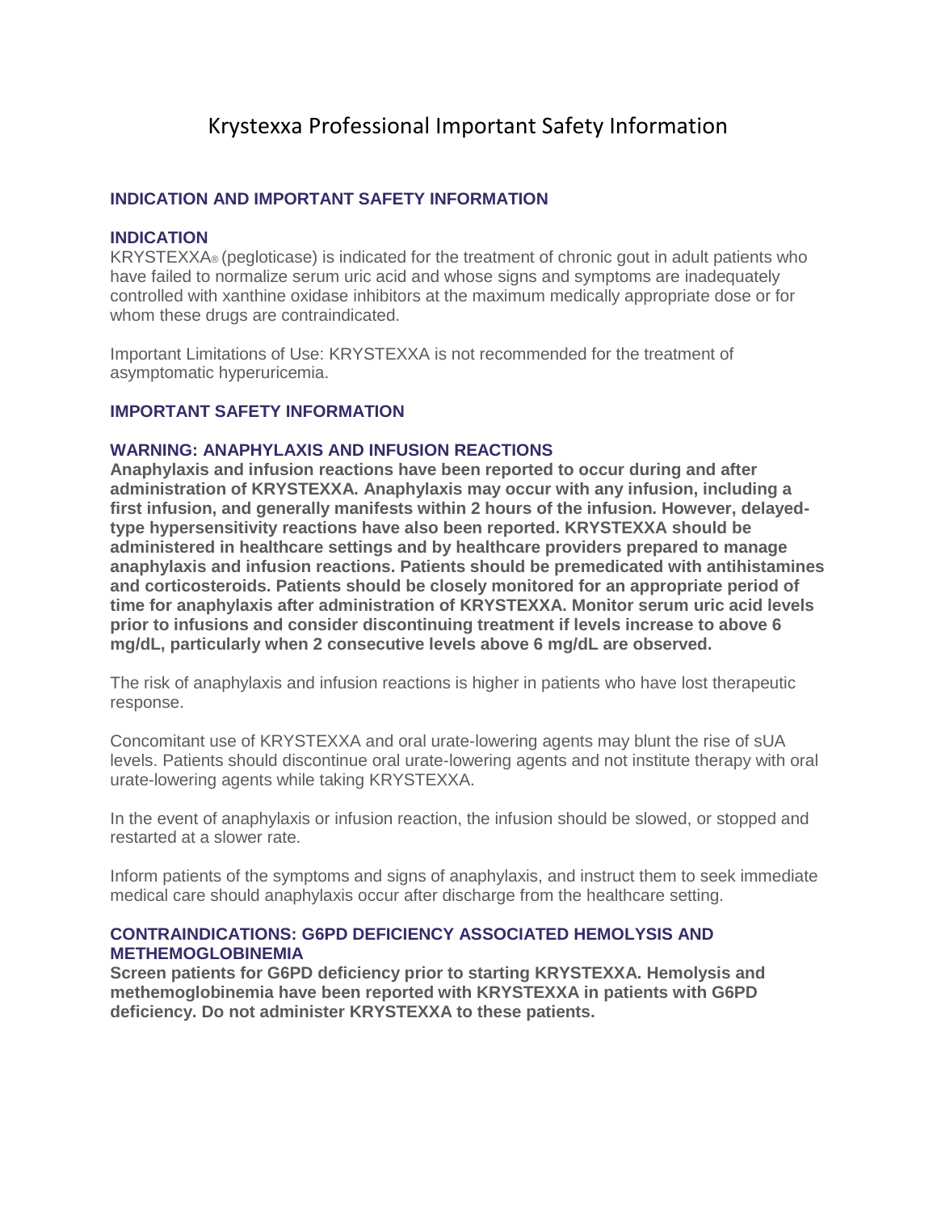# Krystexxa Professional Important Safety Information

## INDICATION AND IMPORTANT SAFETY INFORMATION

### INDICATION

KRYSTEXXA® (pegloticase) is indicated for the treatment of chronic gout in adult patients who have failed to normalize serum uric acid and whose signs and symptoms are inadequately controlled with xanthine oxidase inhibitors at the maximum medically appropriate dose or for whom these drugs are contraindicated.

Important Limitations of Use: KRYSTEXXA is not recommended for the treatment of asymptomatic hyperuricemia.

### IMPORTANT SAFETY INFORMATION

### WARNING: ANAPHYLAXIS AND INFUSION REACTIONS

**Anaphylaxis and infusion reactions have been reported to occur during and after administration of KRYSTEXXA. Anaphylaxis may occur with any infusion, including a first infusion, and generally manifests within 2 hours of the infusion. However, delayed-type hypersensitivity reactions have also been reported. KRYSTEXXA should be administered in healthcare settings and by healthcare providers prepared to manage anaphylaxis and infusion reactions. Patients should be premedicated with antihistamines and corticosteroids. Patients should be closely monitored for an appropriate period of time for anaphylaxis after administration of KRYSTEXXA. Monitor serum uric acid levels prior to infusions and consider discontinuing treatment if levels increase to above 6 mg/dL, particularly when 2 consecutive levels above 6 mg/dL are observed.**

The risk of anaphylaxis and infusion reactions is higher in patients who have lost therapeutic response.

Concomitant use of KRYSTEXXA and oral urate-lowering agents may blunt the rise of sUA levels. Patients should discontinue oral urate-lowering agents and not institute therapy with oral urate-lowering agents while taking KRYSTEXXA.

In the event of anaphylaxis or infusion reaction, the infusion should be slowed, or stopped and restarted at a slower rate.

Inform patients of the symptoms and signs of anaphylaxis, and instruct them to seek immediate medical care should anaphylaxis occur after discharge from the healthcare setting.

### CONTRAINDICATIONS: G6PD DEFICIENCY ASSOCIATED HEMOLYSIS AND METHEMOGLOBINEMIA

**Screen patients for G6PD deficiency prior to starting KRYSTEXXA. Hemolysis and methemoglobinemia have been reported with KRYSTEXXA in patients with G6PD deficiency. Do not administer KRYSTEXXA to these patients.**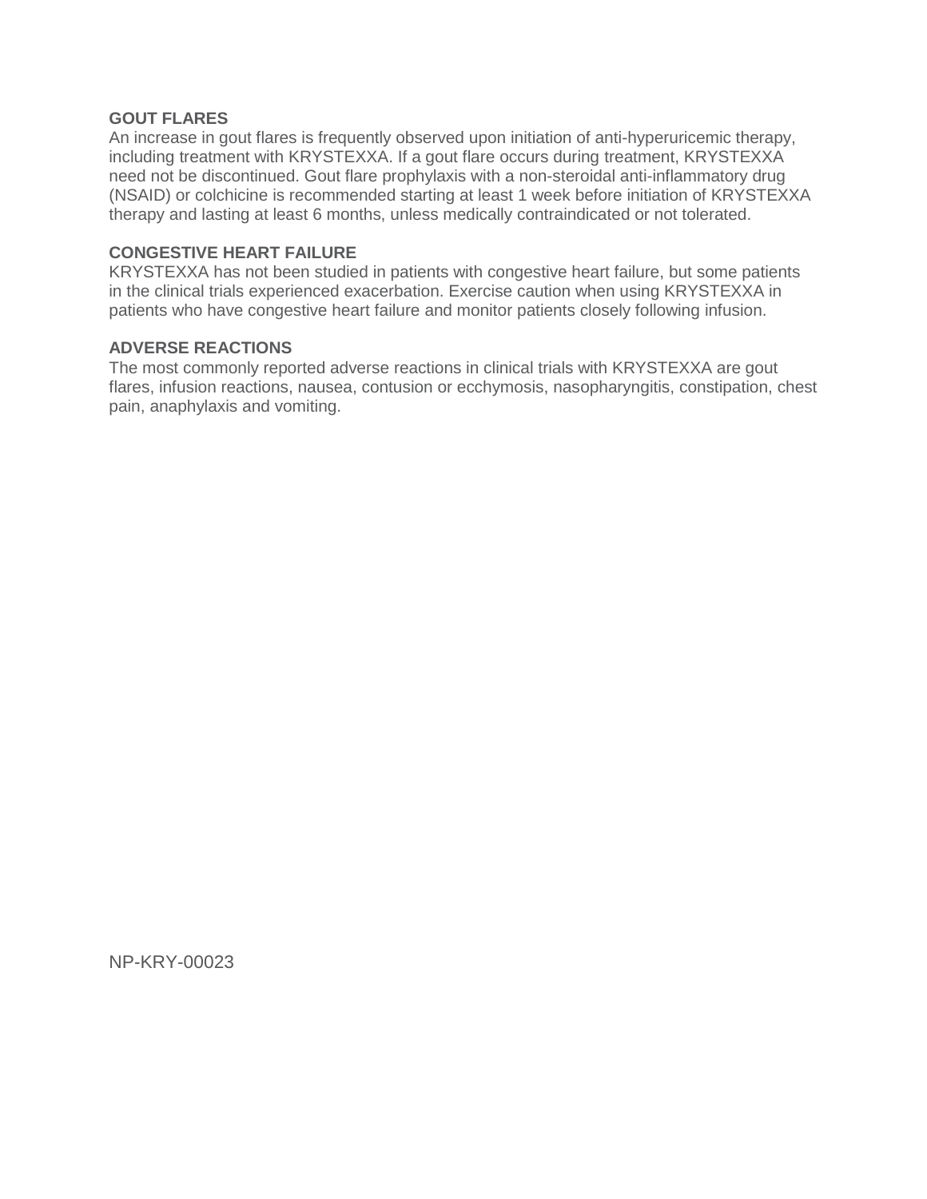**GOUT FLARES**

An increase in gout flares is frequently observed upon initiation of anti-hyperuricemic therapy, including treatment with KRYSTEXXA. If a gout flare occurs during treatment, KRYSTEXXA need not be discontinued. Gout flare prophylaxis with a non-steroidal anti-inflammatory drug (NSAID) or colchicine is recommended starting at least 1 week before initiation of KRYSTEXXA therapy and lasting at least 6 months, unless medically contraindicated or not tolerated.

**CONGESTIVE HEART FAILURE**

KRYSTEXXA has not been studied in patients with congestive heart failure, but some patients in the clinical trials experienced exacerbation. Exercise caution when using KRYSTEXXA in patients who have congestive heart failure and monitor patients closely following infusion.

**ADVERSE REACTIONS**

The most commonly reported adverse reactions in clinical trials with KRYSTEXXA are gout flares, infusion reactions, nausea, contusion or ecchymosis, nasopharyngitis, constipation, chest pain, anaphylaxis and vomiting.

NP-KRY-00023